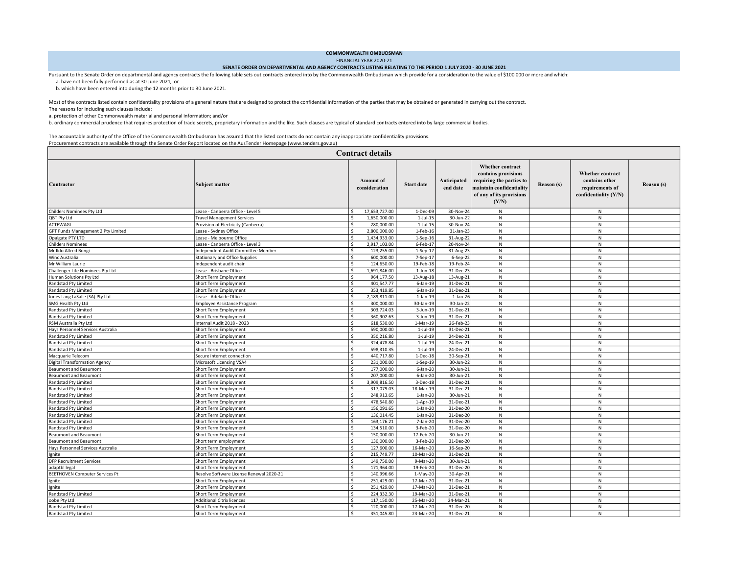**COMMONWEALTH OMBUDSMAN**

FINANCIAL YEAR 2020-21

**SENATE ORDER ON DEPARTMENTAL AND AGENCY CONTRACTS LISTING RELATING TO THE PERIOD 1 JULY 2020 - 30 JUNE 2021**

Pursuant to the Senate Order on departmental and agency contracts the following table sets out contracts entered into by the Commonwealth Ombudsman which provide for a consideration to the value of $100 000 or more and which:

a. have not been fully performed as at 30 June 2021, or

b. which have been entered into during the 12 months prior to 30 June 2021.

Most of the contracts listed contain confidentiality provisions of a general nature that are designed to protect the confidential information of the parties that may be obtained or generated in carrying out the contract.

The reasons for including such clauses include:

a. protection of other Commonwealth material and personal information; and/or

b. ordinary commercial prudence that requires protection of trade secrets, proprietary information and the like. Such clauses are typical of standard contracts entered into by large commercial bodies.

The accountable authority of the Office of the Commonwealth Ombudsman has assured that the listed contracts do not contain any inappropriate confidentiality provisions.

Procurement contracts are available through the Senate Order Report located on the AusTender Homepage (www.tenders.gov.au)

**Contract details**

| Contractor | Subject matter | Amount of consideration | Start date | Anticipated end date | Whether contract contains provisions requiring the parties to maintain confidentiality of any of its provisions (Y/N) | Reason (s) | Whether contract contains other requirements of confidentiality (Y/N) | Reason (s) |
|---|---|---|---|---|---|---|---|---|
| Childers Nominees Pty Ltd | Lease - Canberra Office - Level 5 | $ 17,653,727.00 | 1-Dec-09 | 30-Nov-24 | N | | N | |
| QBT Pty Ltd | Travel Management Services | $ 1,650,000.00 | 1-Jul-15 | 30-Jun-22 | N | | N | |
| ACTEWAGL | Provision of Electricity (Canberra) | $ 280,000.00 | 1-Jul-15 | 30-Nov-24 | N | | N | |
| GPT Funds Management 2 Pty Limited | Lease - Sydney Office | $ 2,800,000.00 | 1-Feb-16 | 31-Jan-23 | N | | N | |
| Opalgate PTY LTD | Lease - Melbourne Office | $ 1,434,933.00 | 1-Sep-16 | 31-Aug-22 | N | | N | |
| Childers Nominees | Lease - Canberra Office - Level 3 | $ 2,917,103.00 | 6-Feb-17 | 20-Nov-24 | N | | N | |
| Mr Ildo Alfred Bongi | Independent Audit Committee Member | $ 123,255.00 | 1-Sep-17 | 31-Aug-23 | N | | N | |
| Winc Australia | Stationary and Office Supplies | $ 600,000.00 | 7-Sep-17 | 6-Sep-22 | N | | N | |
| Mr William Laurie | Independent audit chair | $ 124,650.00 | 19-Feb-18 | 19-Feb-24 | N | | N | |
| Challenger Life Nominees Pty Ltd | Lease - Brisbane Office | $ 1,691,846.00 | 1-Jun-18 | 31-Dec-23 | N | | N | |
| Human Solutions Pty Ltd | Short Term Employment | $ 964,177.50 | 13-Aug-18 | 13-Aug-21 | N | | N | |
| Randstad Pty Limited | Short Term Employment | $ 401,547.77 | 6-Jan-19 | 31-Dec-21 | N | | N | |
| Randstad Pty Limited | Short Term Employment | $ 353,419.85 | 6-Jan-19 | 31-Dec-21 | N | | N | |
| Jones Lang LaSalle (SA) Pty Ltd | Lease - Adelaide Office | $ 2,189,811.00 | 1-Jan-19 | 1-Jan-26 | N | | N | |
| SMG Health Pty Ltd | Employee Assistance Program | $ 300,000.00 | 30-Jan-19 | 30-Jan-22 | N | | N | |
| Randstad Pty Limited | Short Term Employment | $ 303,724.03 | 3-Jun-19 | 31-Dec-21 | N | | N | |
| Randstad Pty Limited | Short Term Employment | $ 360,902.63 | 3-Jun-19 | 31-Dec-21 | N | | N | |
| RSM Australia Pty Ltd | Internal Audit 2018 - 2023 | $ 618,530.00 | 1-Mar-19 | 26-Feb-23 | N | | N | |
| Hays Personnel Services Australia | Short Term Employment | $ 590,000.00 | 1-Jul-19 | 31-Dec-21 | N | | N | |
| Randstad Pty Limited | Short Term Employment | $ 350,216.80 | 1-Jul-19 | 24-Dec-21 | N | | N | |
| Randstad Pty Limited | Short Term Employment | $ 324,478.84 | 1-Jul-19 | 24-Dec-21 | N | | N | |
| Randstad Pty Limited | Short Term Employment | $ 598,310.35 | 1-Jul-19 | 24-Dec-21 | N | | N | |
| Macquarie Telecom | Secure internet connection | $ 440,717.80 | 1-Dec-18 | 30-Sep-21 | N | | N | |
| Digital Transformation Agency | Microsoft Licensing VSA4 | $ 231,000.00 | 1-Sep-19 | 30-Jun-22 | N | | N | |
| Beaumont and Beaumont | Short Term Employment | $ 177,000.00 | 6-Jan-20 | 30-Jun-21 | N | | N | |
| Beaumont and Beaumont | Short Term Employment | $ 207,000.00 | 6-Jan-20 | 30-Jun-21 | N | | N | |
| Randstad Pty Limited | Short Term Employment | $ 3,909,816.50 | 3-Dec-18 | 31-Dec-21 | N | | N | |
| Randstad Pty Limited | Short Term Employment | $ 317,079.03 | 18-Mar-19 | 31-Dec-21 | N | | N | |
| Randstad Pty Limited | Short Term Employment | $ 248,913.65 | 1-Jan-20 | 30-Jun-21 | N | | N | |
| Randstad Pty Limited | Short Term Employment | $ 478,540.80 | 1-Apr-19 | 31-Dec-21 | N | | N | |
| Randstad Pty Limited | Short Term Employment | $ 156,091.65 | 1-Jan-20 | 31-Dec-20 | N | | N | |
| Randstad Pty Limited | Short Term Employment | $ 136,014.45 | 1-Jan-20 | 31-Dec-20 | N | | N | |
| Randstad Pty Limited | Short Term Employment | $ 163,176.21 | 7-Jan-20 | 31-Dec-20 | N | | N | |
| Randstad Pty Limited | Short Term Employment | $ 134,510.00 | 3-Feb-20 | 31-Dec-20 | N | | N | |
| Beaumont and Beaumont | Short Term Employment | $ 150,000.00 | 17-Feb-20 | 30-Jun-21 | N | | N | |
| Beaumont and Beaumont | Short term employment | $ 130,000.00 | 3-Feb-20 | 31-Dec-20 | N | | N | |
| Hays Personnel Services Australia | Short Term Employment | $ 127,600.00 | 16-Mar-20 | 16-Sep-20 | N | | N | |
| Ignite | Short Term Employment | $ 215,749.77 | 10-Mar-20 | 31-Dec-21 | N | | N | |
| DFP Recruitment Services | Short Term Employment | $ 149,750.00 | 9-Mar-20 | 30-Jun-21 | N | | N | |
| adaptbl legal | Short Term Employment | $ 171,964.00 | 19-Feb-20 | 31-Dec-20 | N | | N | |
| BEETHOVEN Computer Services Pt | Resolve Software License Renewal 2020-21 | $ 140,996.66 | 1-May-20 | 30-Apr-21 | N | | N | |
| Ignite | Short Term Employment | $ 251,429.00 | 17-Mar-20 | 31-Dec-21 | N | | N | |
| Ignite | Short Term Employment | $ 251,429.00 | 17-Mar-20 | 31-Dec-21 | N | | N | |
| Randstad Pty Limited | Short Term Employment | $ 224,332.30 | 19-Mar-20 | 31-Dec-21 | N | | N | |
| oobe Pty Ltd | Additional Citrix licences | $ 117,150.00 | 25-Mar-20 | 24-Mar-21 | N | | N | |
| Randstad Pty Limited | Short Term Employment | $ 120,000.00 | 17-Mar-20 | 31-Dec-20 | N | | N | |
| Randstad Pty Limited | Short Term Employment | $ 351,045.80 | 23-Mar-20 | 31-Dec-21 | N | | N | |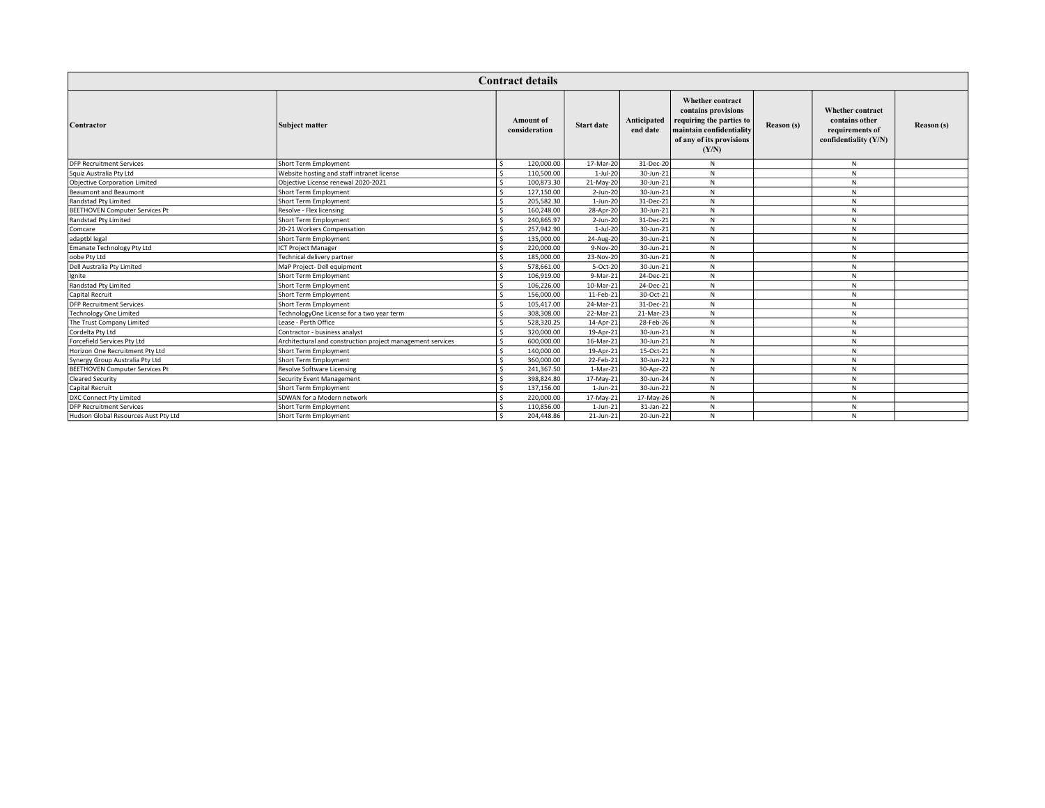| Contract details | | | | | | | | |
|---|---|---|---|---|---|---|---|---|
| Contractor | Subject matter | Amount of consideration | Start date | Anticipated end date | Whether contract contains provisions requiring the parties to maintain confidentiality of any of its provisions (Y/N) | Reason (s) | Whether contract contains other requirements of confidentiality (Y/N) | Reason (s) |
| DFP Recruitment Services | Short Term Employment | $ 120,000.00 | 17-Mar-20 | 31-Dec-20 | N | | N | |
| Squiz Australia Pty Ltd | Website hosting and staff intranet license | $ 110,500.00 | 1-Jul-20 | 30-Jun-21 | N | | N | |
| Objective Corporation Limited | Objective License renewal 2020-2021 | $ 100,873.30 | 21-May-20 | 30-Jun-21 | N | | N | |
| Beaumont and Beaumont | Short Term Employment | $ 127,150.00 | 2-Jun-20 | 30-Jun-21 | N | | N | |
| Randstad Pty Limited | Short Term Employment | $ 205,582.30 | 1-Jun-20 | 31-Dec-21 | N | | N | |
| BEETHOVEN Computer Services Pt | Resolve - Flex licensing | $ 160,248.00 | 28-Apr-20 | 30-Jun-21 | N | | N | |
| Randstad Pty Limited | Short Term Employment | $ 240,865.97 | 2-Jun-20 | 31-Dec-21 | N | | N | |
| Comcare | 20-21 Workers Compensation | $ 257,942.90 | 1-Jul-20 | 30-Jun-21 | N | | N | |
| adaptbl legal | Short Term Employment | $ 135,000.00 | 24-Aug-20 | 30-Jun-21 | N | | N | |
| Emanate Technology Pty Ltd | ICT Project Manager | $ 220,000.00 | 9-Nov-20 | 30-Jun-21 | N | | N | |
| oobe Pty Ltd | Technical delivery partner | $ 185,000.00 | 23-Nov-20 | 30-Jun-21 | N | | N | |
| Dell Australia Pty Limited | MaP Project- Dell equipment | $ 578,661.00 | 5-Oct-20 | 30-Jun-21 | N | | N | |
| Ignite | Short Term Employment | $ 106,919.00 | 9-Mar-21 | 24-Dec-21 | N | | N | |
| Randstad Pty Limited | Short Term Employment | $ 106,226.00 | 10-Mar-21 | 24-Dec-21 | N | | N | |
| Capital Recruit | Short Term Employment | $ 156,000.00 | 11-Feb-21 | 30-Oct-21 | N | | N | |
| DFP Recruitment Services | Short Term Employment | $ 105,417.00 | 24-Mar-21 | 31-Dec-21 | N | | N | |
| Technology One Limited | TechnologyOne License for a two year term | $ 308,308.00 | 22-Mar-21 | 21-Mar-23 | N | | N | |
| The Trust Company Limited | Lease - Perth Office | $ 528,320.25 | 14-Apr-21 | 28-Feb-26 | N | | N | |
| Cordelta Pty Ltd | Contractor - business analyst | $ 320,000.00 | 19-Apr-21 | 30-Jun-21 | N | | N | |
| Forcefield Services Pty Ltd | Architectural and construction project management services | $ 600,000.00 | 16-Mar-21 | 30-Jun-21 | N | | N | |
| Horizon One Recruitment Pty Ltd | Short Term Employment | $ 140,000.00 | 19-Apr-21 | 15-Oct-21 | N | | N | |
| Synergy Group Australia Pty Ltd | Short Term Employment | $ 360,000.00 | 22-Feb-21 | 30-Jun-22 | N | | N | |
| BEETHOVEN Computer Services Pt | Resolve Software Licensing | $ 241,367.50 | 1-Mar-21 | 30-Apr-22 | N | | N | |
| Cleared Security | Security Event Management | $ 398,824.80 | 17-May-21 | 30-Jun-24 | N | | N | |
| Capital Recruit | Short Term Employment | $ 137,156.00 | 1-Jun-21 | 30-Jun-22 | N | | N | |
| DXC Connect Pty Limited | SDWAN for a Modern network | $ 220,000.00 | 17-May-21 | 17-May-26 | N | | N | |
| DFP Recruitment Services | Short Term Employment | $ 110,856.00 | 1-Jun-21 | 31-Jan-22 | N | | N | |
| Hudson Global Resources Aust Pty Ltd | Short Term Employment | $ 204,448.86 | 21-Jun-21 | 20-Jun-22 | N | | N | |